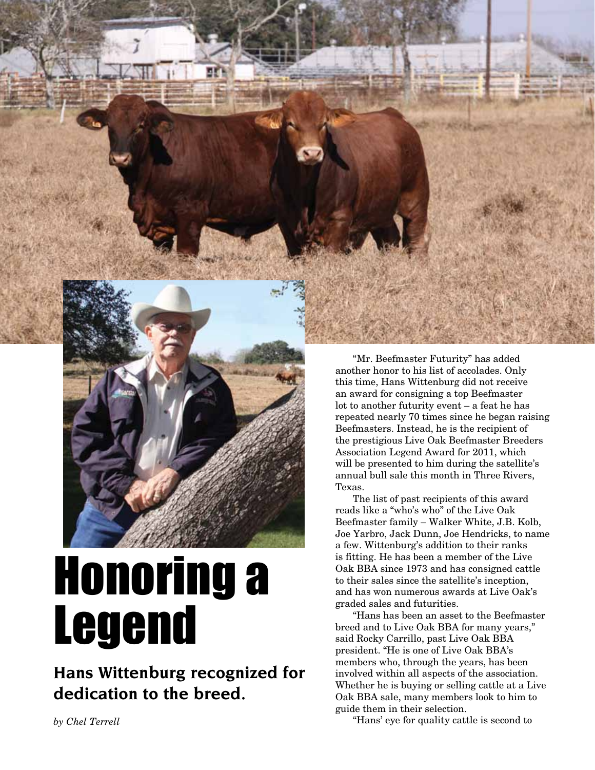# Honoring a Legend

## Hans Wittenburg recognized for dedication to the breed.

*by Chel Terrell*

"Mr. Beefmaster Futurity" has added another honor to his list of accolades. Only this time, Hans Wittenburg did not receive an award for consigning a top Beefmaster lot to another futurity event – a feat he has repeated nearly 70 times since he began raising Beefmasters. Instead, he is the recipient of the prestigious Live Oak Beefmaster Breeders Association Legend Award for 2011, which will be presented to him during the satellite's annual bull sale this month in Three Rivers, Texas.

The list of past recipients of this award reads like a "who's who" of the Live Oak Beefmaster family – Walker White, J.B. Kolb, Joe Yarbro, Jack Dunn, Joe Hendricks, to name a few. Wittenburg's addition to their ranks is fitting. He has been a member of the Live Oak BBA since 1973 and has consigned cattle to their sales since the satellite's inception, and has won numerous awards at Live Oak's graded sales and futurities.

"Hans has been an asset to the Beefmaster breed and to Live Oak BBA for many years," said Rocky Carrillo, past Live Oak BBA president. "He is one of Live Oak BBA's members who, through the years, has been involved within all aspects of the association. Whether he is buying or selling cattle at a Live Oak BBA sale, many members look to him to guide them in their selection.

"Hans' eye for quality cattle is second to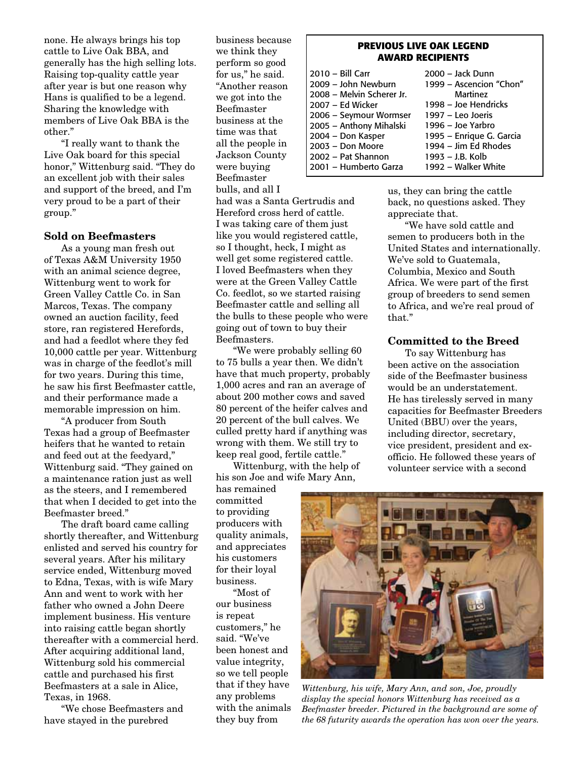none. He always brings his top cattle to Live Oak BBA, and generally has the high selling lots. Raising top-quality cattle year after year is but one reason why Hans is qualified to be a legend. Sharing the knowledge with members of Live Oak BBA is the other."

"I really want to thank the Live Oak board for this special honor," Wittenburg said. "They do an excellent job with their sales and support of the breed, and I'm very proud to be a part of their group."

### Sold on Beefmasters

As a young man fresh out of Texas A&M University 1950 with an animal science degree, Wittenburg went to work for Green Valley Cattle Co. in San Marcos, Texas. The company owned an auction facility, feed store, ran registered Herefords, and had a feedlot where they fed 10,000 cattle per year. Wittenburg was in charge of the feedlot's mill for two years. During this time, he saw his first Beefmaster cattle, and their performance made a memorable impression on him.

"A producer from South Texas had a group of Beefmaster heifers that he wanted to retain and feed out at the feedyard," Wittenburg said. "They gained on a maintenance ration just as well as the steers, and I remembered that when I decided to get into the Beefmaster breed."

The draft board came calling shortly thereafter, and Wittenburg enlisted and served his country for several years. After his military service ended, Wittenburg moved to Edna, Texas, with is wife Mary Ann and went to work with her father who owned a John Deere implement business. His venture into raising cattle began shortly thereafter with a commercial herd. After acquiring additional land, Wittenburg sold his commercial cattle and purchased his first Beefmasters at a sale in Alice, Texas, in 1968.

"We chose Beefmasters and have stayed in the purebred business because we think they perform so good for us," he said. "Another reason we got into the Beefmaster business at the time was that all the people in Jackson County were buying Beefmaster bulls, and all I had was a Santa Gertrudis and Hereford cross herd of cattle. I was taking care of them just like you would registered cattle, so I thought, heck, I might as well get some registered cattle. I loved Beefmasters when they were at the Green Valley Cattle Co. feedlot, so we started raising Beefmaster cattle and selling all the bulls to these people who were going out of town to buy their Beefmasters.

"We were probably selling 60 to 75 bulls a year then. We didn't have that much property, probably 1,000 acres and ran an average of about 200 mother cows and saved 80 percent of the heifer calves and 20 percent of the bull calves. We culled pretty hard if anything was wrong with them. We still try to keep real good, fertile cattle."

Wittenburg, with the help of his son Joe and wife Mary Ann, has remained committed to providing producers with quality animals, and appreciates his customers for their loyal business.

"Most of our business is repeat customers," he said. "We've been honest and value integrity, so we tell people that if they have any problems with the animals they buy from us, they can bring the cattle back, no questions asked. They appreciate that.

"We have sold cattle and semen to producers both in the United States and internationally. We've sold to Guatemala, Columbia, Mexico and South Africa. We were part of the first group of breeders to send semen to Africa, and we're real proud of that."

**PREVIOUS LIVE OAK LEGEND AWARD RECIPIENTS**

| | |
|---|---|
| 2010 – Bill Carr | 2000 – Jack Dunn |
| 2009 – John Newburn | 1999 – Ascencion "Chon" Martinez |
| 2008 – Melvin Scherer Jr. | 1998 – Joe Hendricks |
| 2007 – Ed Wicker | 1997 – Leo Joeris |
| 2006 – Seymour Wormser | 1996 – Joe Yarbro |
| 2005 – Anthony Mihalski | 1995 – Enrique G. Garcia |
| 2004 – Don Kasper | 1994 – Jim Ed Rhodes |
| 2003 – Don Moore | 1993 – J.B. Kolb |
| 2002 – Pat Shannon | 1992 – Walker White |
| 2001 – Humberto Garza | |

### Committed to the Breed

To say Wittenburg has been active on the association side of the Beefmaster business would be an understatement. He has tirelessly served in many capacities for Beefmaster Breeders United (BBU) over the years, including director, secretary, vice president, president and ex-officio. He followed these years of volunteer service with a second

*Wittenburg, his wife, Mary Ann, and son, Joe, proudly display the special honors Wittenburg has received as a Beefmaster breeder. Pictured in the background are some of the 68 futurity awards the operation has won over the years.*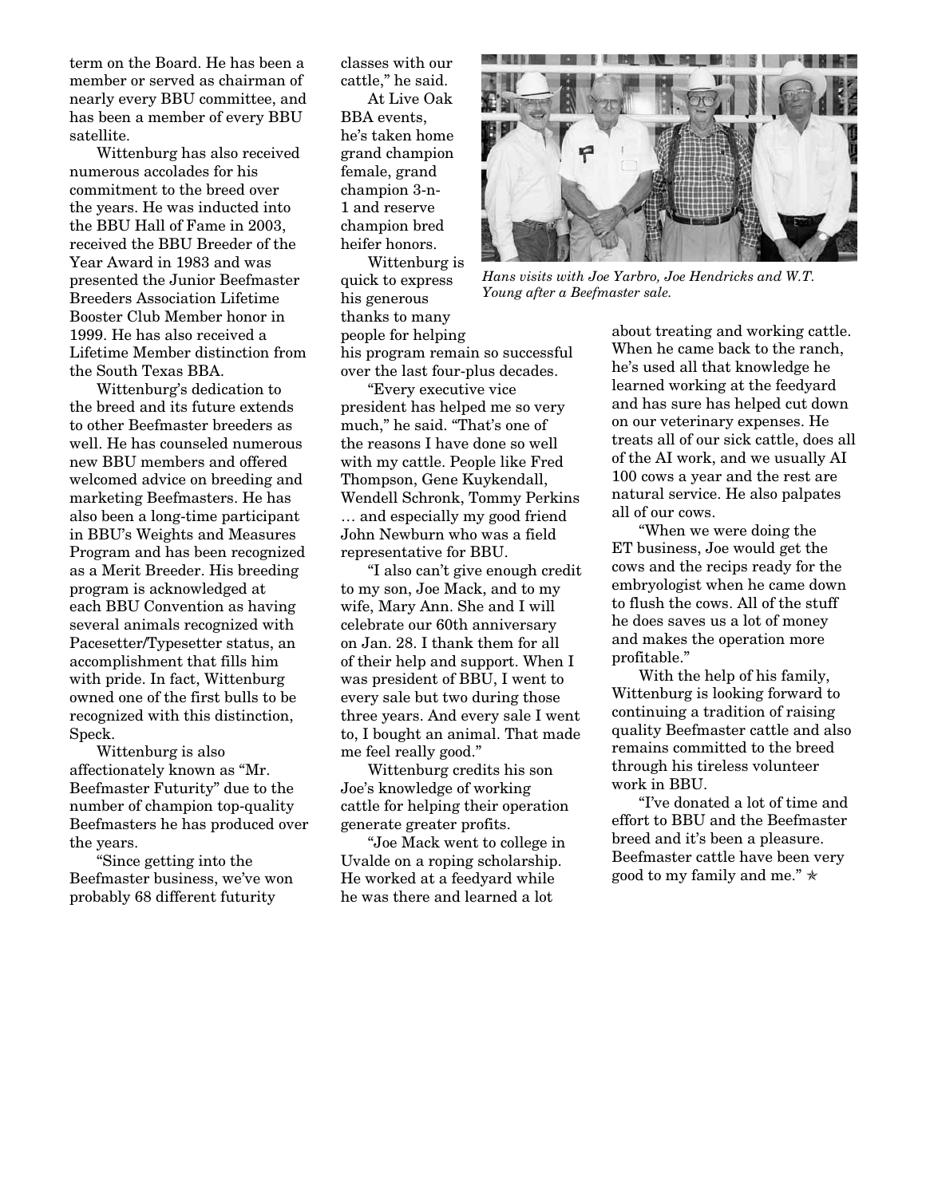term on the Board. He has been a member or served as chairman of nearly every BBU committee, and has been a member of every BBU satellite.

Wittenburg has also received numerous accolades for his commitment to the breed over the years. He was inducted into the BBU Hall of Fame in 2003, received the BBU Breeder of the Year Award in 1983 and was presented the Junior Beefmaster Breeders Association Lifetime Booster Club Member honor in 1999. He has also received a Lifetime Member distinction from the South Texas BBA.

Wittenburg's dedication to the breed and its future extends to other Beefmaster breeders as well. He has counseled numerous new BBU members and offered welcomed advice on breeding and marketing Beefmasters. He has also been a long-time participant in BBU's Weights and Measures Program and has been recognized as a Merit Breeder. His breeding program is acknowledged at each BBU Convention as having several animals recognized with Pacesetter/Typesetter status, an accomplishment that fills him with pride. In fact, Wittenburg owned one of the first bulls to be recognized with this distinction, Speck.

Wittenburg is also affectionately known as "Mr. Beefmaster Futurity" due to the number of champion top-quality Beefmasters he has produced over the years.

"Since getting into the Beefmaster business, we've won probably 68 different futurity classes with our cattle," he said.

At Live Oak BBA events, he's taken home grand champion female, grand champion 3-n-1 and reserve champion bred heifer honors.

Wittenburg is quick to express his generous thanks to many people for helping his program remain so successful over the last four-plus decades.

"Every executive vice president has helped me so very much," he said. "That's one of the reasons I have done so well with my cattle. People like Fred Thompson, Gene Kuykendall, Wendell Schronk, Tommy Perkins … and especially my good friend John Newburn who was a field representative for BBU.

"I also can't give enough credit to my son, Joe Mack, and to my wife, Mary Ann. She and I will celebrate our 60th anniversary on Jan. 28. I thank them for all of their help and support. When I was president of BBU, I went to every sale but two during those three years. And every sale I went to, I bought an animal. That made me feel really good."

Wittenburg credits his son Joe's knowledge of working cattle for helping their operation generate greater profits.

"Joe Mack went to college in Uvalde on a roping scholarship. He worked at a feedyard while he was there and learned a lot about treating and working cattle. When he came back to the ranch, he's used all that knowledge he learned working at the feedyard and has sure has helped cut down on our veterinary expenses. He treats all of our sick cattle, does all of the AI work, and we usually AI 100 cows a year and the rest are natural service. He also palpates all of our cows.

"When we were doing the ET business, Joe would get the cows and the recips ready for the embryologist when he came down to flush the cows. All of the stuff he does saves us a lot of money and makes the operation more profitable."

With the help of his family, Wittenburg is looking forward to continuing a tradition of raising quality Beefmaster cattle and also remains committed to the breed through his tireless volunteer work in BBU.

"I've donated a lot of time and effort to BBU and the Beefmaster breed and it's been a pleasure. Beefmaster cattle have been very good to my family and me." ✯

*Hans visits with Joe Yarbro, Joe Hendricks and W.T. Young after a Beefmaster sale.*